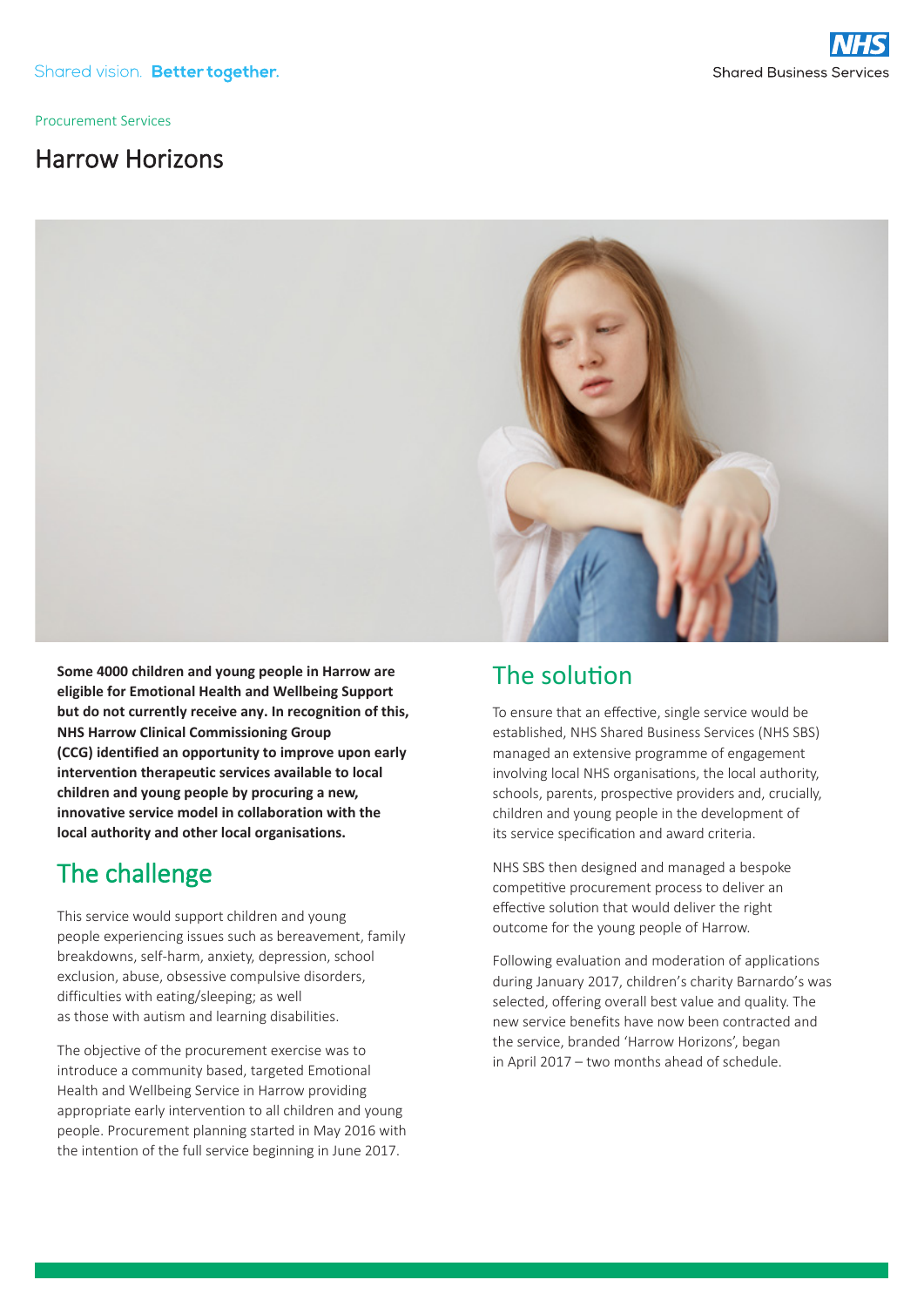Shared vision. **Better together.**

Procurement Services

# Harrow Horizons

**Some 4000 children and young people in Harrow are eligible for Emotional Health and Wellbeing Support but do not currently receive any. In recognition of this, NHS Harrow Clinical Commissioning Group (CCG) identified an opportunity to improve upon early intervention therapeutic services available to local children and young people by procuring a new, innovative service model in collaboration with the local authority and other local organisations.**

## The challenge

This service would support children and young people experiencing issues such as bereavement, family breakdowns, self-harm, anxiety, depression, school exclusion, abuse, obsessive compulsive disorders, difficulties with eating/sleeping; as well as those with autism and learning disabilities.

The objective of the procurement exercise was to introduce a community based, targeted Emotional Health and Wellbeing Service in Harrow providing appropriate early intervention to all children and young people. Procurement planning started in May 2016 with the intention of the full service beginning in June 2017.

## The solution

To ensure that an effective, single service would be established, NHS Shared Business Services (NHS SBS) managed an extensive programme of engagement involving local NHS organisations, the local authority, schools, parents, prospective providers and, crucially, children and young people in the development of its service specification and award criteria.

NHS SBS then designed and managed a bespoke competitive procurement process to deliver an effective solution that would deliver the right outcome for the young people of Harrow.

Following evaluation and moderation of applications during January 2017, children's charity Barnardo's was selected, offering overall best value and quality. The new service benefits have now been contracted and the service, branded 'Harrow Horizons', began in April 2017 – two months ahead of schedule.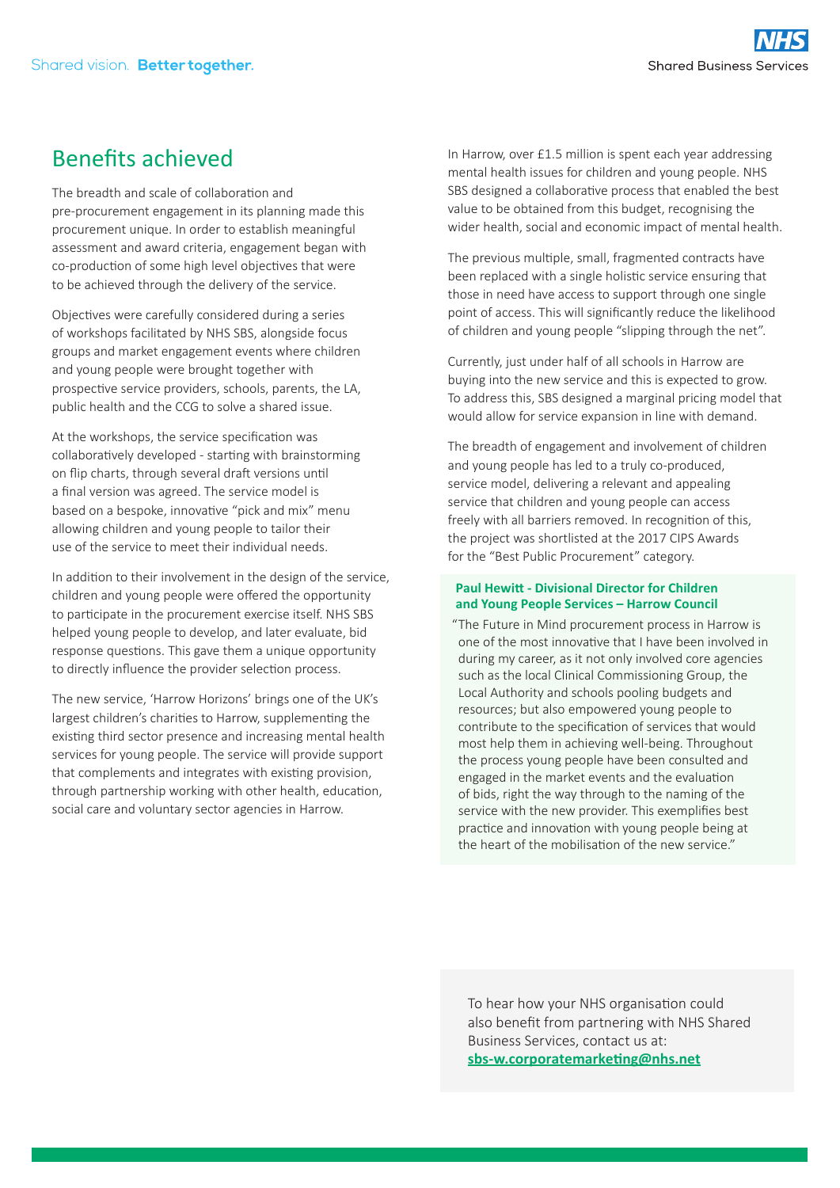## Benefits achieved

The breadth and scale of collaboration and pre-procurement engagement in its planning made this procurement unique. In order to establish meaningful assessment and award criteria, engagement began with co-production of some high level objectives that were to be achieved through the delivery of the service.

Objectives were carefully considered during a series of workshops facilitated by NHS SBS, alongside focus groups and market engagement events where children and young people were brought together with prospective service providers, schools, parents, the LA, public health and the CCG to solve a shared issue.

At the workshops, the service specification was collaboratively developed - starting with brainstorming on flip charts, through several draft versions until a final version was agreed. The service model is based on a bespoke, innovative "pick and mix" menu allowing children and young people to tailor their use of the service to meet their individual needs.

In addition to their involvement in the design of the service, children and young people were offered the opportunity to participate in the procurement exercise itself. NHS SBS helped young people to develop, and later evaluate, bid response questions. This gave them a unique opportunity to directly influence the provider selection process.

The new service, 'Harrow Horizons' brings one of the UK's largest children's charities to Harrow, supplementing the existing third sector presence and increasing mental health services for young people. The service will provide support that complements and integrates with existing provision, through partnership working with other health, education, social care and voluntary sector agencies in Harrow.

In Harrow, over £1.5 million is spent each year addressing mental health issues for children and young people. NHS SBS designed a collaborative process that enabled the best value to be obtained from this budget, recognising the wider health, social and economic impact of mental health.

The previous multiple, small, fragmented contracts have been replaced with a single holistic service ensuring that those in need have access to support through one single point of access. This will significantly reduce the likelihood of children and young people "slipping through the net".

Currently, just under half of all schools in Harrow are buying into the new service and this is expected to grow. To address this, SBS designed a marginal pricing model that would allow for service expansion in line with demand.

The breadth of engagement and involvement of children and young people has led to a truly co-produced, service model, delivering a relevant and appealing service that children and young people can access freely with all barriers removed. In recognition of this, the project was shortlisted at the 2017 CIPS Awards for the "Best Public Procurement" category.

**Paul Hewitt - Divisional Director for Children and Young People Services – Harrow Council**

"The Future in Mind procurement process in Harrow is one of the most innovative that I have been involved in during my career, as it not only involved core agencies such as the local Clinical Commissioning Group, the Local Authority and schools pooling budgets and resources; but also empowered young people to contribute to the specification of services that would most help them in achieving well-being. Throughout the process young people have been consulted and engaged in the market events and the evaluation of bids, right the way through to the naming of the service with the new provider. This exemplifies best practice and innovation with young people being at the heart of the mobilisation of the new service."

To hear how your NHS organisation could also benefit from partnering with NHS Shared Business Services, contact us at: **sbs-w.corporatemarketing@nhs.net**